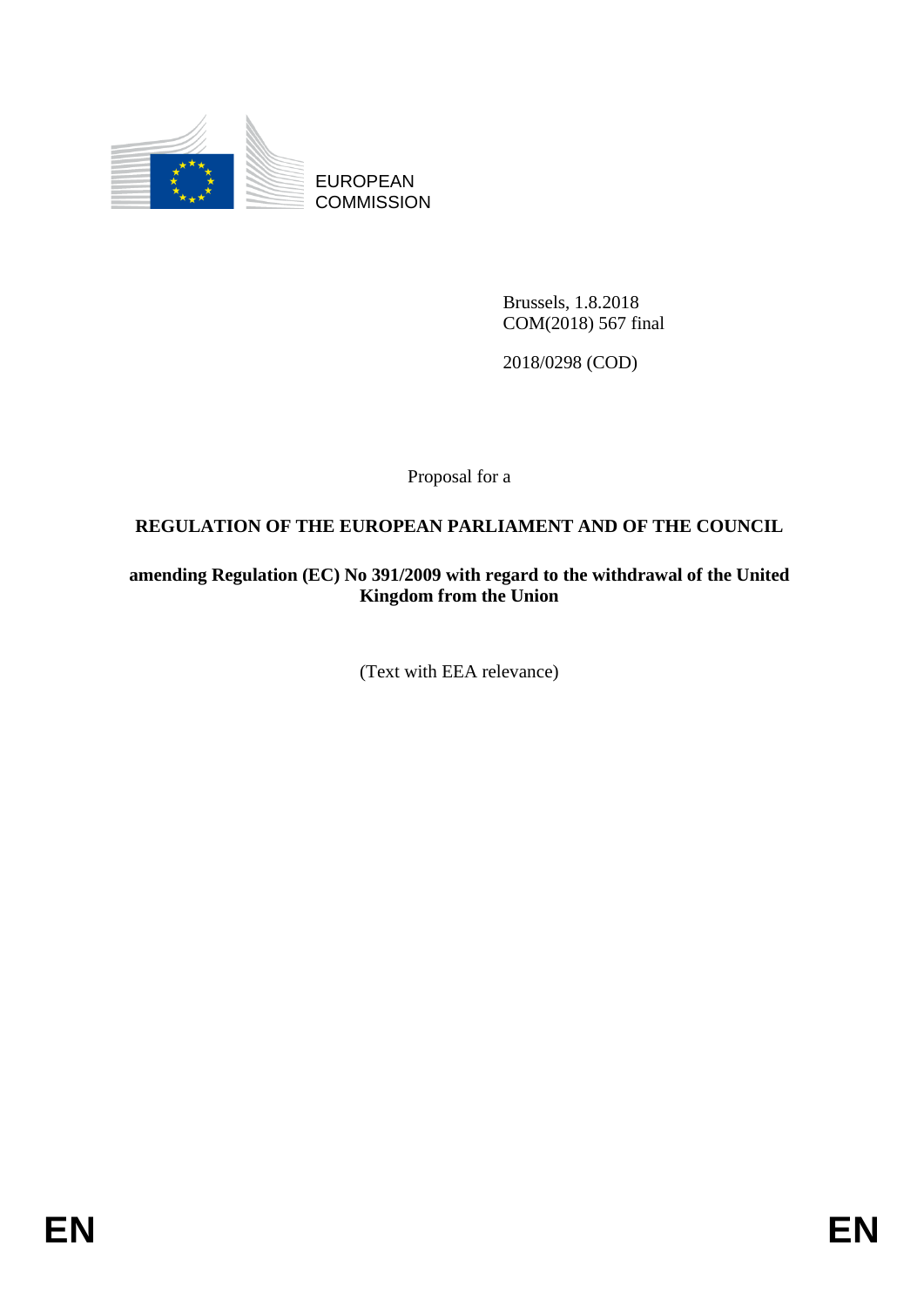EUROPEAN COMMISSION

Brussels, 1.8.2018
COM(2018) 567 final

2018/0298 (COD)

Proposal for a

# REGULATION OF THE EUROPEAN PARLIAMENT AND OF THE COUNCIL

## amending Regulation (EC) No 391/2009 with regard to the withdrawal of the United Kingdom from the Union

(Text with EEA relevance)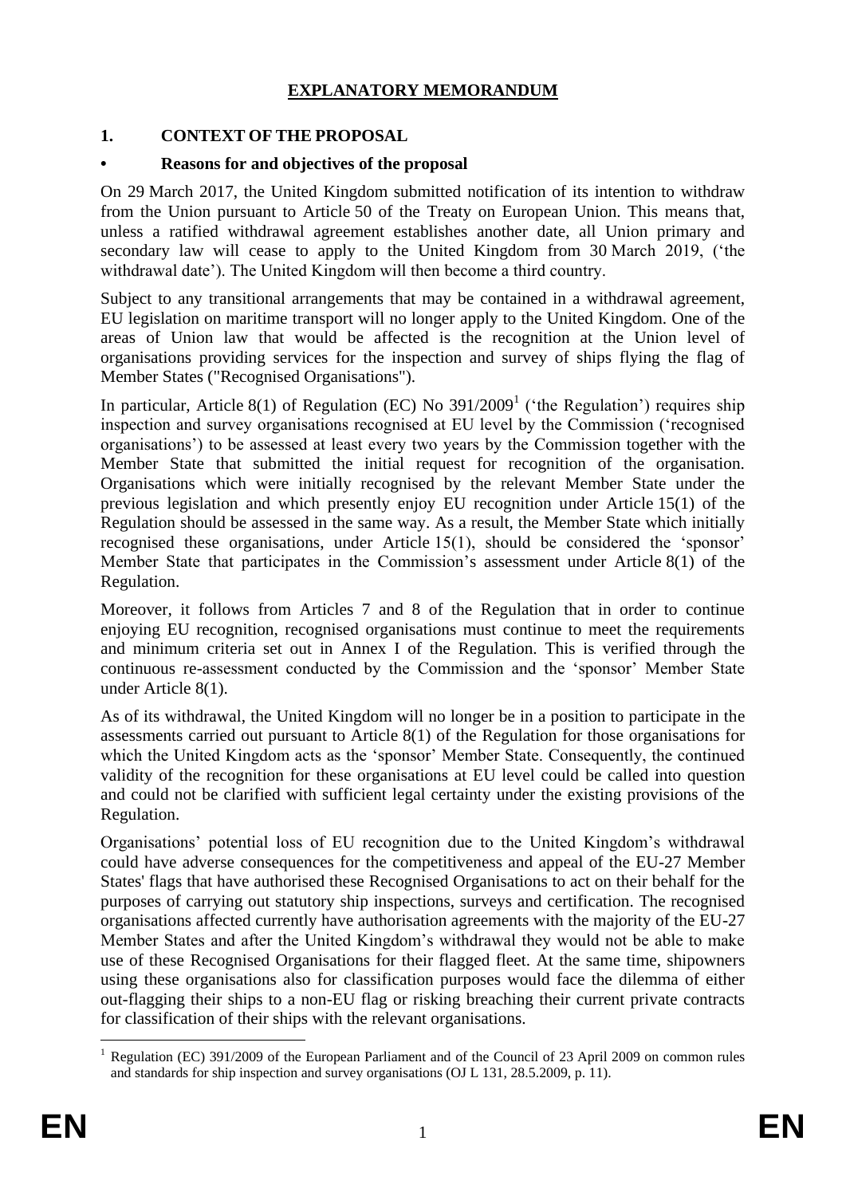# EXPLANATORY MEMORANDUM

## 1. CONTEXT OF THE PROPOSAL

### • Reasons for and objectives of the proposal

On 29 March 2017, the United Kingdom submitted notification of its intention to withdraw from the Union pursuant to Article 50 of the Treaty on European Union. This means that, unless a ratified withdrawal agreement establishes another date, all Union primary and secondary law will cease to apply to the United Kingdom from 30 March 2019, ('the withdrawal date'). The United Kingdom will then become a third country.

Subject to any transitional arrangements that may be contained in a withdrawal agreement, EU legislation on maritime transport will no longer apply to the United Kingdom. One of the areas of Union law that would be affected is the recognition at the Union level of organisations providing services for the inspection and survey of ships flying the flag of Member States ("Recognised Organisations").

In particular, Article 8(1) of Regulation (EC) No 391/2009[1] ('the Regulation') requires ship inspection and survey organisations recognised at EU level by the Commission ('recognised organisations') to be assessed at least every two years by the Commission together with the Member State that submitted the initial request for recognition of the organisation. Organisations which were initially recognised by the relevant Member State under the previous legislation and which presently enjoy EU recognition under Article 15(1) of the Regulation should be assessed in the same way. As a result, the Member State which initially recognised these organisations, under Article 15(1), should be considered the 'sponsor' Member State that participates in the Commission's assessment under Article 8(1) of the Regulation.

Moreover, it follows from Articles 7 and 8 of the Regulation that in order to continue enjoying EU recognition, recognised organisations must continue to meet the requirements and minimum criteria set out in Annex I of the Regulation. This is verified through the continuous re-assessment conducted by the Commission and the 'sponsor' Member State under Article 8(1).

As of its withdrawal, the United Kingdom will no longer be in a position to participate in the assessments carried out pursuant to Article 8(1) of the Regulation for those organisations for which the United Kingdom acts as the 'sponsor' Member State. Consequently, the continued validity of the recognition for these organisations at EU level could be called into question and could not be clarified with sufficient legal certainty under the existing provisions of the Regulation.

Organisations' potential loss of EU recognition due to the United Kingdom's withdrawal could have adverse consequences for the competitiveness and appeal of the EU-27 Member States' flags that have authorised these Recognised Organisations to act on their behalf for the purposes of carrying out statutory ship inspections, surveys and certification. The recognised organisations affected currently have authorisation agreements with the majority of the EU-27 Member States and after the United Kingdom's withdrawal they would not be able to make use of these Recognised Organisations for their flagged fleet. At the same time, shipowners using these organisations also for classification purposes would face the dilemma of either out-flagging their ships to a non-EU flag or risking breaching their current private contracts for classification of their ships with the relevant organisations.

[1] Regulation (EC) 391/2009 of the European Parliament and of the Council of 23 April 2009 on common rules and standards for ship inspection and survey organisations (OJ L 131, 28.5.2009, p. 11).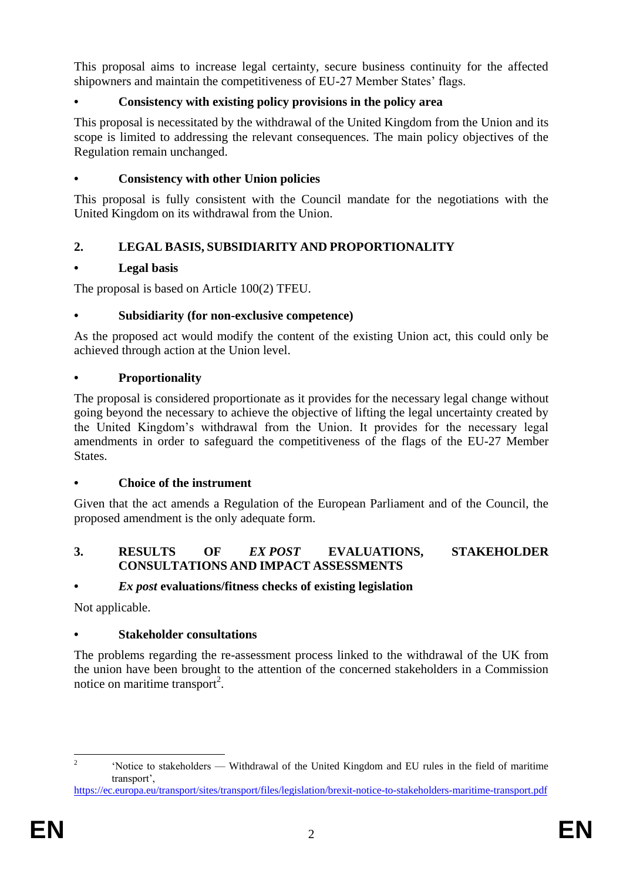This proposal aims to increase legal certainty, secure business continuity for the affected shipowners and maintain the competitiveness of EU-27 Member States' flags.

- **Consistency with existing policy provisions in the policy area**

This proposal is necessitated by the withdrawal of the United Kingdom from the Union and its scope is limited to addressing the relevant consequences. The main policy objectives of the Regulation remain unchanged.

- **Consistency with other Union policies**

This proposal is fully consistent with the Council mandate for the negotiations with the United Kingdom on its withdrawal from the Union.

## 2. LEGAL BASIS, SUBSIDIARITY AND PROPORTIONALITY

- **Legal basis**

The proposal is based on Article 100(2) TFEU.

- **Subsidiarity (for non-exclusive competence)**

As the proposed act would modify the content of the existing Union act, this could only be achieved through action at the Union level.

- **Proportionality**

The proposal is considered proportionate as it provides for the necessary legal change without going beyond the necessary to achieve the objective of lifting the legal uncertainty created by the United Kingdom's withdrawal from the Union. It provides for the necessary legal amendments in order to safeguard the competitiveness of the flags of the EU-27 Member States.

- **Choice of the instrument**

Given that the act amends a Regulation of the European Parliament and of the Council, the proposed amendment is the only adequate form.

## 3. RESULTS OF *EX POST* EVALUATIONS, STAKEHOLDER CONSULTATIONS AND IMPACT ASSESSMENTS

- ***Ex post* evaluations/fitness checks of existing legislation**

Not applicable.

- **Stakeholder consultations**

The problems regarding the re-assessment process linked to the withdrawal of the UK from the union have been brought to the attention of the concerned stakeholders in a Commission notice on maritime transport[2].

---

[2] 'Notice to stakeholders — Withdrawal of the United Kingdom and EU rules in the field of maritime transport', https://ec.europa.eu/transport/sites/transport/files/legislation/brexit-notice-to-stakeholders-maritime-transport.pdf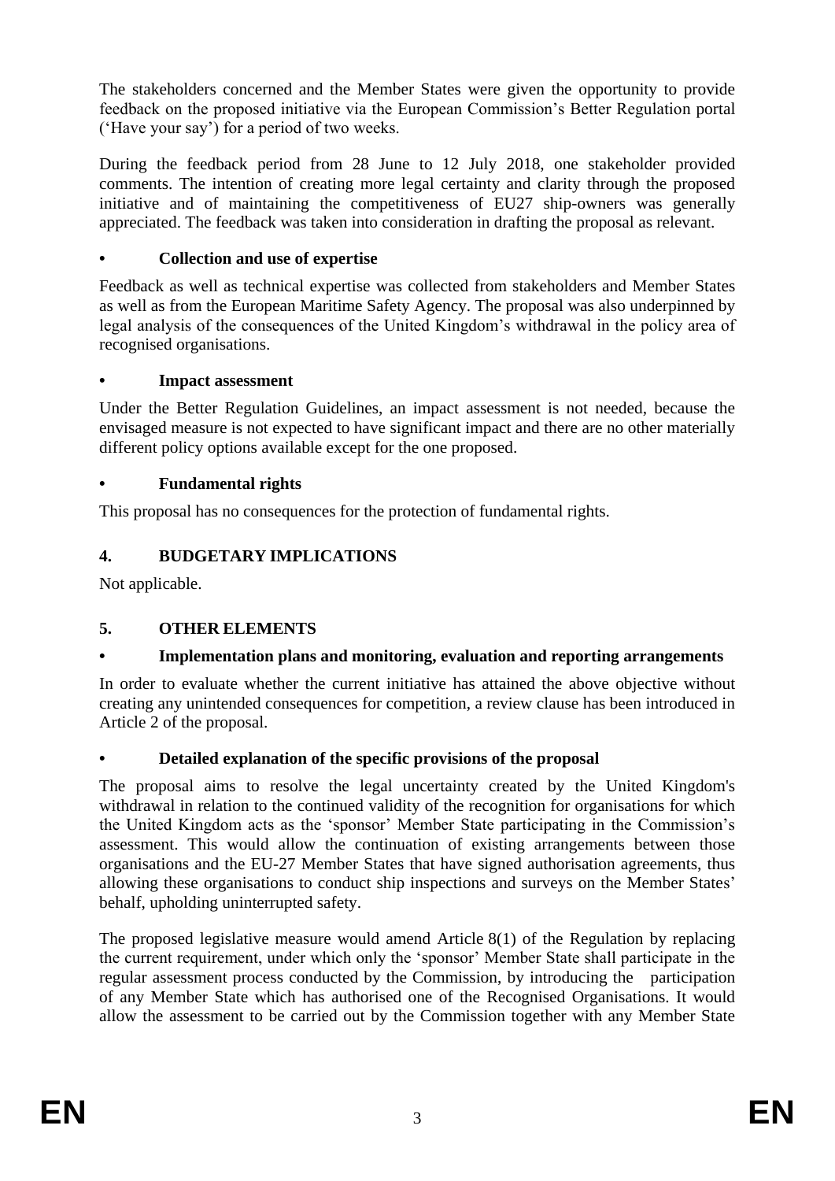The stakeholders concerned and the Member States were given the opportunity to provide feedback on the proposed initiative via the European Commission's Better Regulation portal ('Have your say') for a period of two weeks.

During the feedback period from 28 June to 12 July 2018, one stakeholder provided comments. The intention of creating more legal certainty and clarity through the proposed initiative and of maintaining the competitiveness of EU27 ship-owners was generally appreciated. The feedback was taken into consideration in drafting the proposal as relevant.

- **Collection and use of expertise**

Feedback as well as technical expertise was collected from stakeholders and Member States as well as from the European Maritime Safety Agency. The proposal was also underpinned by legal analysis of the consequences of the United Kingdom's withdrawal in the policy area of recognised organisations.

- **Impact assessment**

Under the Better Regulation Guidelines, an impact assessment is not needed, because the envisaged measure is not expected to have significant impact and there are no other materially different policy options available except for the one proposed.

- **Fundamental rights**

This proposal has no consequences for the protection of fundamental rights.

## 4. BUDGETARY IMPLICATIONS

Not applicable.

## 5. OTHER ELEMENTS

- **Implementation plans and monitoring, evaluation and reporting arrangements**

In order to evaluate whether the current initiative has attained the above objective without creating any unintended consequences for competition, a review clause has been introduced in Article 2 of the proposal.

- **Detailed explanation of the specific provisions of the proposal**

The proposal aims to resolve the legal uncertainty created by the United Kingdom's withdrawal in relation to the continued validity of the recognition for organisations for which the United Kingdom acts as the 'sponsor' Member State participating in the Commission's assessment. This would allow the continuation of existing arrangements between those organisations and the EU-27 Member States that have signed authorisation agreements, thus allowing these organisations to conduct ship inspections and surveys on the Member States' behalf, upholding uninterrupted safety.

The proposed legislative measure would amend Article 8(1) of the Regulation by replacing the current requirement, under which only the 'sponsor' Member State shall participate in the regular assessment process conducted by the Commission, by introducing the participation of any Member State which has authorised one of the Recognised Organisations. It would allow the assessment to be carried out by the Commission together with any Member State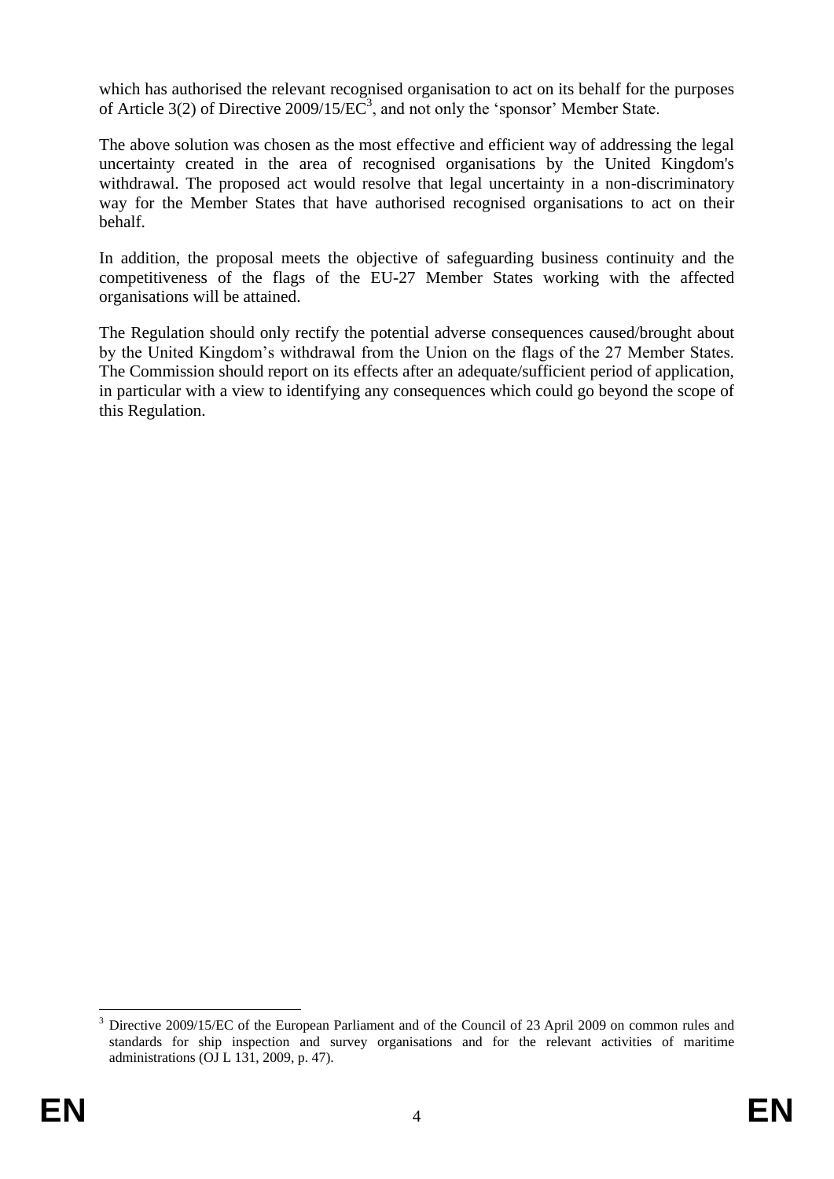which has authorised the relevant recognised organisation to act on its behalf for the purposes of Article 3(2) of Directive 2009/15/EC[3], and not only the 'sponsor' Member State.

The above solution was chosen as the most effective and efficient way of addressing the legal uncertainty created in the area of recognised organisations by the United Kingdom's withdrawal. The proposed act would resolve that legal uncertainty in a non-discriminatory way for the Member States that have authorised recognised organisations to act on their behalf.

In addition, the proposal meets the objective of safeguarding business continuity and the competitiveness of the flags of the EU-27 Member States working with the affected organisations will be attained.

The Regulation should only rectify the potential adverse consequences caused/brought about by the United Kingdom's withdrawal from the Union on the flags of the 27 Member States. The Commission should report on its effects after an adequate/sufficient period of application, in particular with a view to identifying any consequences which could go beyond the scope of this Regulation.

---

[3] Directive 2009/15/EC of the European Parliament and of the Council of 23 April 2009 on common rules and standards for ship inspection and survey organisations and for the relevant activities of maritime administrations (OJ L 131, 2009, p. 47).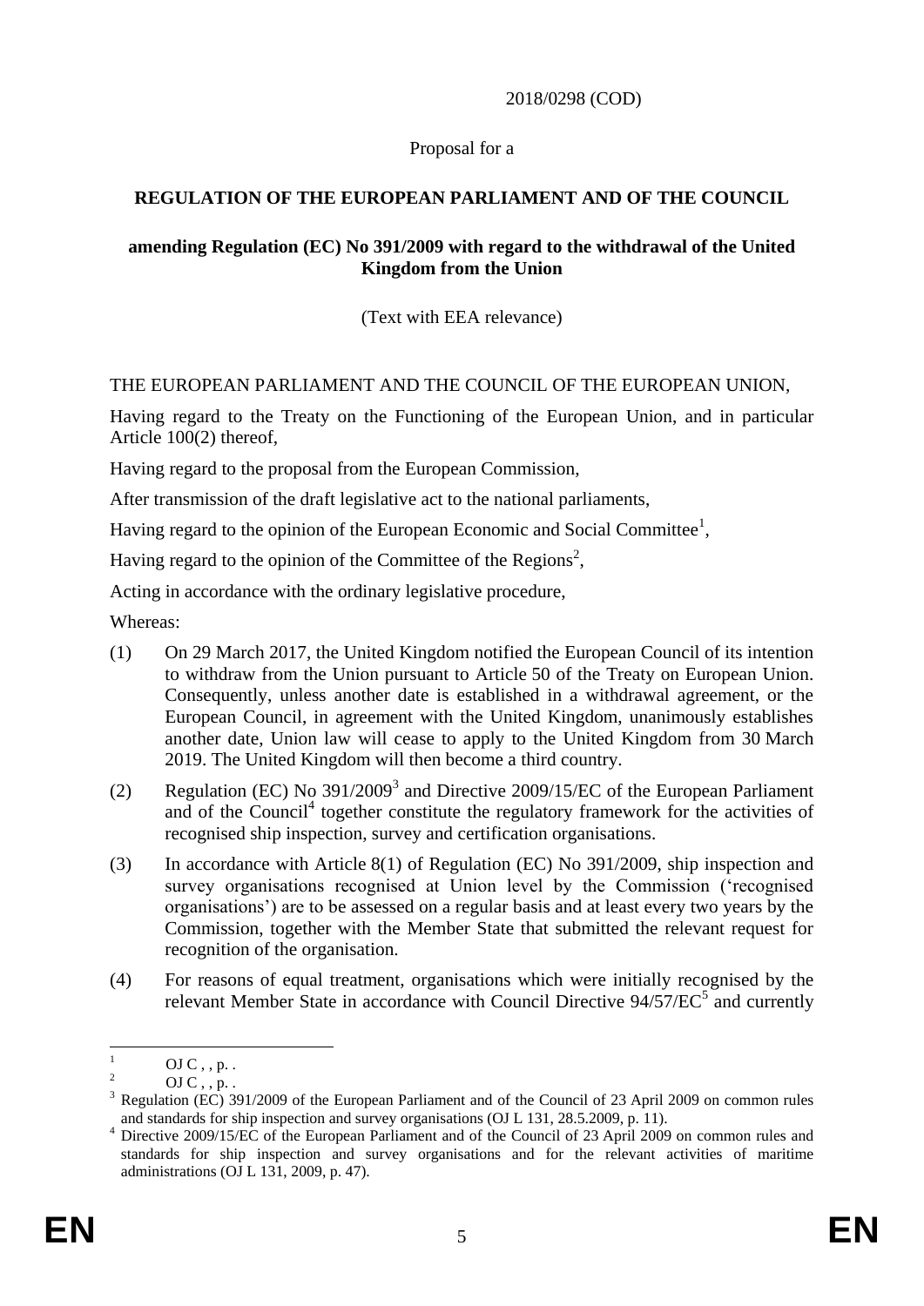2018/0298 (COD)

Proposal for a

**REGULATION OF THE EUROPEAN PARLIAMENT AND OF THE COUNCIL**

**amending Regulation (EC) No 391/2009 with regard to the withdrawal of the United Kingdom from the Union**

(Text with EEA relevance)

THE EUROPEAN PARLIAMENT AND THE COUNCIL OF THE EUROPEAN UNION,

Having regard to the Treaty on the Functioning of the European Union, and in particular Article 100(2) thereof,

Having regard to the proposal from the European Commission,

After transmission of the draft legislative act to the national parliaments,

Having regard to the opinion of the European Economic and Social Committee[1],

Having regard to the opinion of the Committee of the Regions[2],

Acting in accordance with the ordinary legislative procedure,

Whereas:

(1) On 29 March 2017, the United Kingdom notified the European Council of its intention to withdraw from the Union pursuant to Article 50 of the Treaty on European Union. Consequently, unless another date is established in a withdrawal agreement, or the European Council, in agreement with the United Kingdom, unanimously establishes another date, Union law will cease to apply to the United Kingdom from 30 March 2019. The United Kingdom will then become a third country.

(2) Regulation (EC) No 391/2009[3] and Directive 2009/15/EC of the European Parliament and of the Council[4] together constitute the regulatory framework for the activities of recognised ship inspection, survey and certification organisations.

(3) In accordance with Article 8(1) of Regulation (EC) No 391/2009, ship inspection and survey organisations recognised at Union level by the Commission ('recognised organisations') are to be assessed on a regular basis and at least every two years by the Commission, together with the Member State that submitted the relevant request for recognition of the organisation.

(4) For reasons of equal treatment, organisations which were initially recognised by the relevant Member State in accordance with Council Directive 94/57/EC[5] and currently

---

[1] OJ C , , p. .

[2] OJ C , , p. .

[3] Regulation (EC) 391/2009 of the European Parliament and of the Council of 23 April 2009 on common rules and standards for ship inspection and survey organisations (OJ L 131, 28.5.2009, p. 11).

[4] Directive 2009/15/EC of the European Parliament and of the Council of 23 April 2009 on common rules and standards for ship inspection and survey organisations and for the relevant activities of maritime administrations (OJ L 131, 2009, p. 47).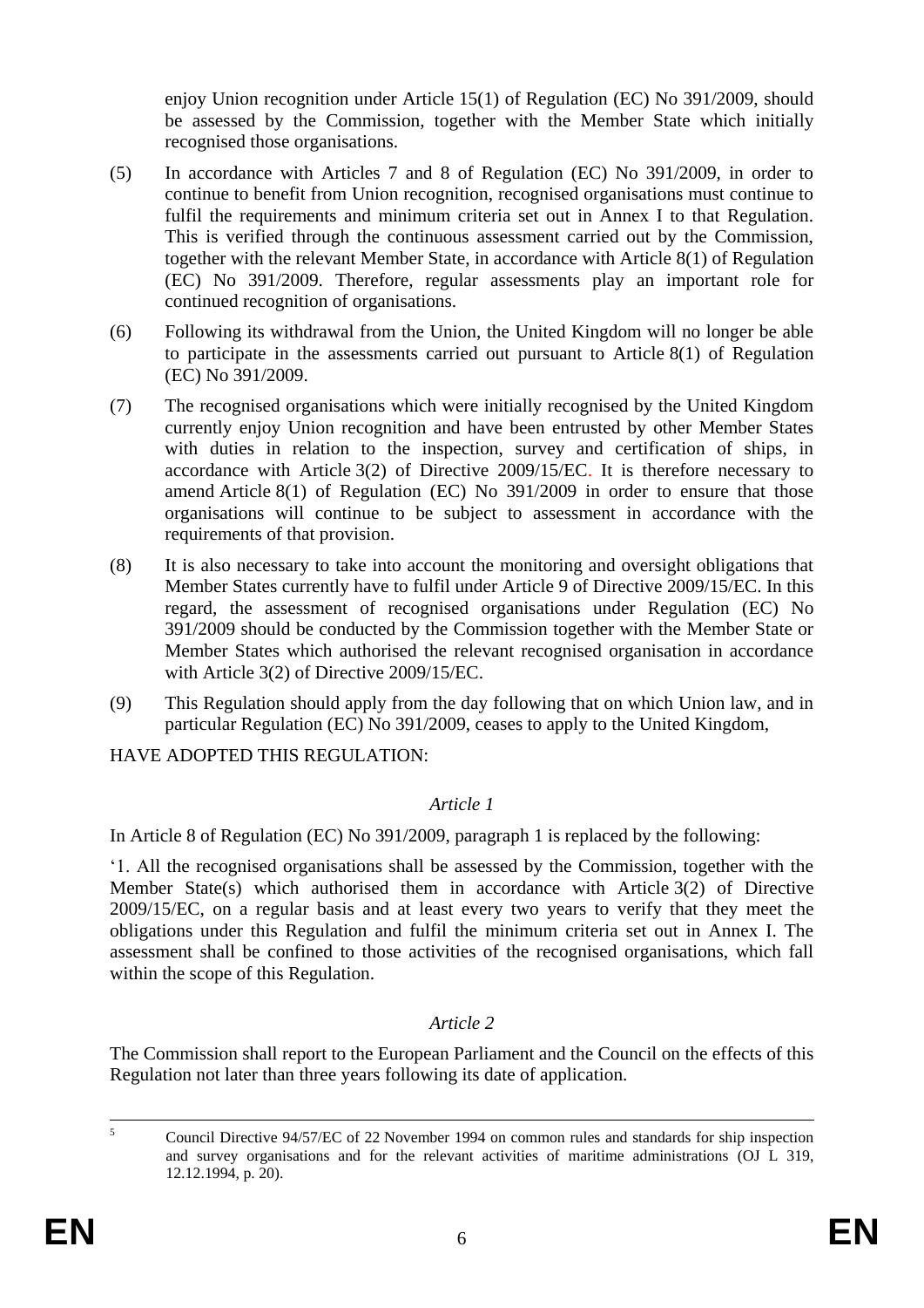enjoy Union recognition under Article 15(1) of Regulation (EC) No 391/2009, should be assessed by the Commission, together with the Member State which initially recognised those organisations.

(5) In accordance with Articles 7 and 8 of Regulation (EC) No 391/2009, in order to continue to benefit from Union recognition, recognised organisations must continue to fulfil the requirements and minimum criteria set out in Annex I to that Regulation. This is verified through the continuous assessment carried out by the Commission, together with the relevant Member State, in accordance with Article 8(1) of Regulation (EC) No 391/2009. Therefore, regular assessments play an important role for continued recognition of organisations.

(6) Following its withdrawal from the Union, the United Kingdom will no longer be able to participate in the assessments carried out pursuant to Article 8(1) of Regulation (EC) No 391/2009.

(7) The recognised organisations which were initially recognised by the United Kingdom currently enjoy Union recognition and have been entrusted by other Member States with duties in relation to the inspection, survey and certification of ships, in accordance with Article 3(2) of Directive 2009/15/EC. It is therefore necessary to amend Article 8(1) of Regulation (EC) No 391/2009 in order to ensure that those organisations will continue to be subject to assessment in accordance with the requirements of that provision.

(8) It is also necessary to take into account the monitoring and oversight obligations that Member States currently have to fulfil under Article 9 of Directive 2009/15/EC. In this regard, the assessment of recognised organisations under Regulation (EC) No 391/2009 should be conducted by the Commission together with the Member State or Member States which authorised the relevant recognised organisation in accordance with Article 3(2) of Directive 2009/15/EC.

(9) This Regulation should apply from the day following that on which Union law, and in particular Regulation (EC) No 391/2009, ceases to apply to the United Kingdom,

HAVE ADOPTED THIS REGULATION:

*Article 1*

In Article 8 of Regulation (EC) No 391/2009, paragraph 1 is replaced by the following:

'1. All the recognised organisations shall be assessed by the Commission, together with the Member State(s) which authorised them in accordance with Article 3(2) of Directive 2009/15/EC, on a regular basis and at least every two years to verify that they meet the obligations under this Regulation and fulfil the minimum criteria set out in Annex I. The assessment shall be confined to those activities of the recognised organisations, which fall within the scope of this Regulation.

*Article 2*

The Commission shall report to the European Parliament and the Council on the effects of this Regulation not later than three years following its date of application.

---

[5] Council Directive 94/57/EC of 22 November 1994 on common rules and standards for ship inspection and survey organisations and for the relevant activities of maritime administrations (OJ L 319, 12.12.1994, p. 20).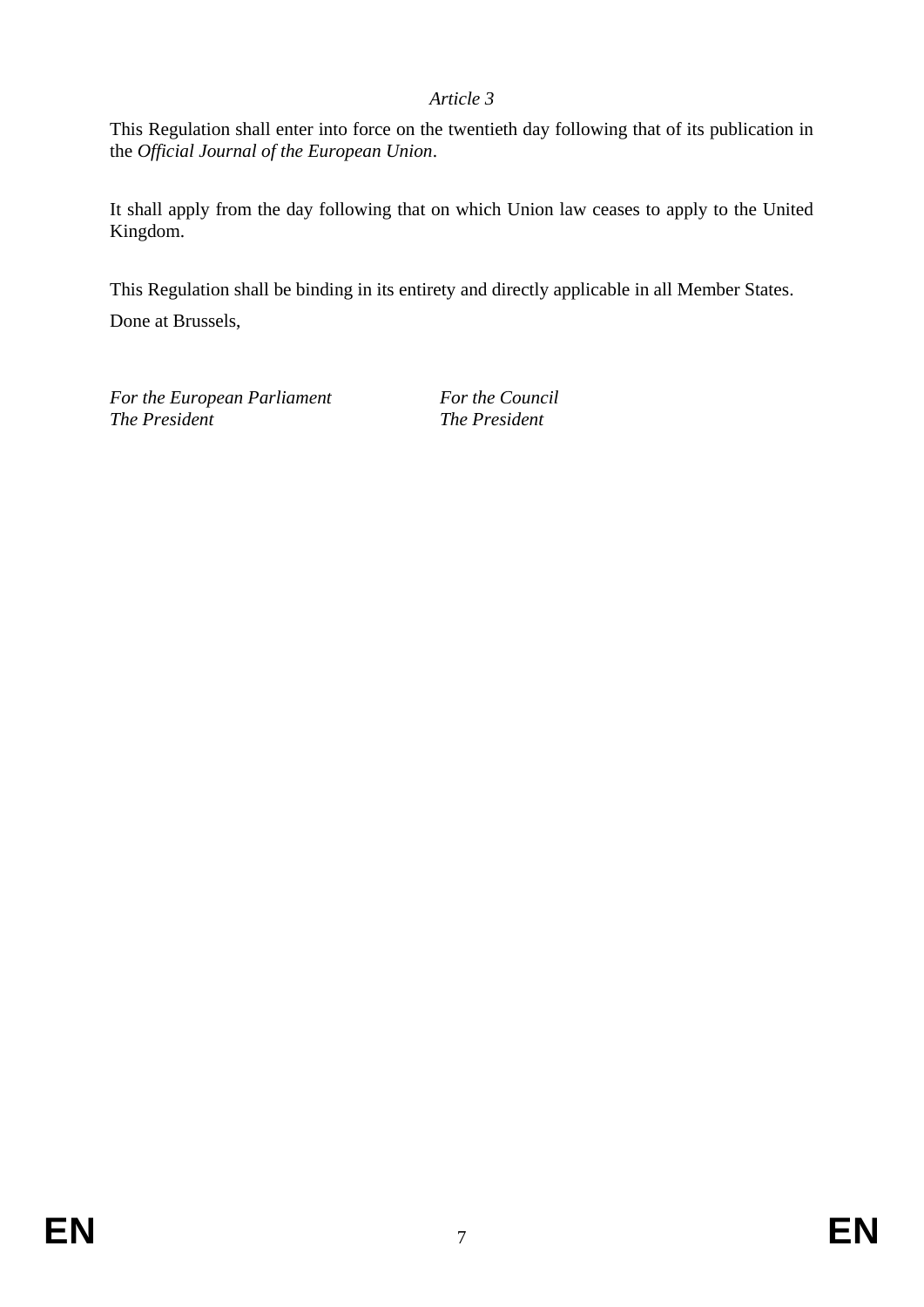*Article 3*

This Regulation shall enter into force on the twentieth day following that of its publication in the *Official Journal of the European Union*.

It shall apply from the day following that on which Union law ceases to apply to the United Kingdom.

This Regulation shall be binding in its entirety and directly applicable in all Member States.

Done at Brussels,

| | |
|---|---|
| *For the European Parliament* | *For the Council* |
| *The President* | *The President* |